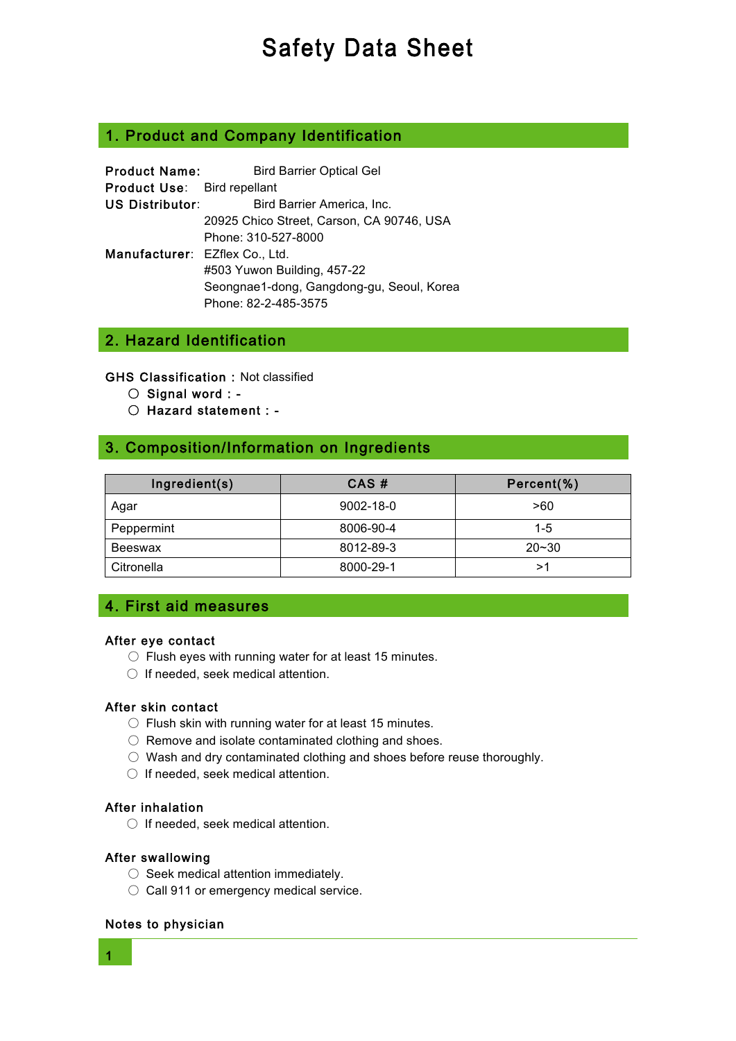# Safety Data Sheet

## 1. Product and Company Identification

**Product Name:** Bird Barrier Optical Gel
**Product Use:** Bird repellant
**US Distributor:** Bird Barrier America, Inc.
20925 Chico Street, Carson, CA 90746, USA
Phone: 310-527-8000
**Manufacturer:** EZflex Co., Ltd.
#503 Yuwon Building, 457-22
Seongnae1-dong, Gangdong-gu, Seoul, Korea
Phone: 82-2-485-3575

## 2. Hazard Identification

**GHS Classification :** Not classified

- **Signal word :** -
- **Hazard statement :** -

## 3. Composition/Information on Ingredients

| Ingredient(s) | CAS # | Percent(%) |
|---|---|---|
| Agar | 9002-18-0 | >60 |
| Peppermint | 8006-90-4 | 1-5 |
| Beeswax | 8012-89-3 | 20~30 |
| Citronella | 8000-29-1 | >1 |

## 4. First aid measures

### After eye contact

- Flush eyes with running water for at least 15 minutes.
- If needed, seek medical attention.

### After skin contact

- Flush skin with running water for at least 15 minutes.
- Remove and isolate contaminated clothing and shoes.
- Wash and dry contaminated clothing and shoes before reuse thoroughly.
- If needed, seek medical attention.

### After inhalation

- If needed, seek medical attention.

### After swallowing

- Seek medical attention immediately.
- Call 911 or emergency medical service.

### Notes to physician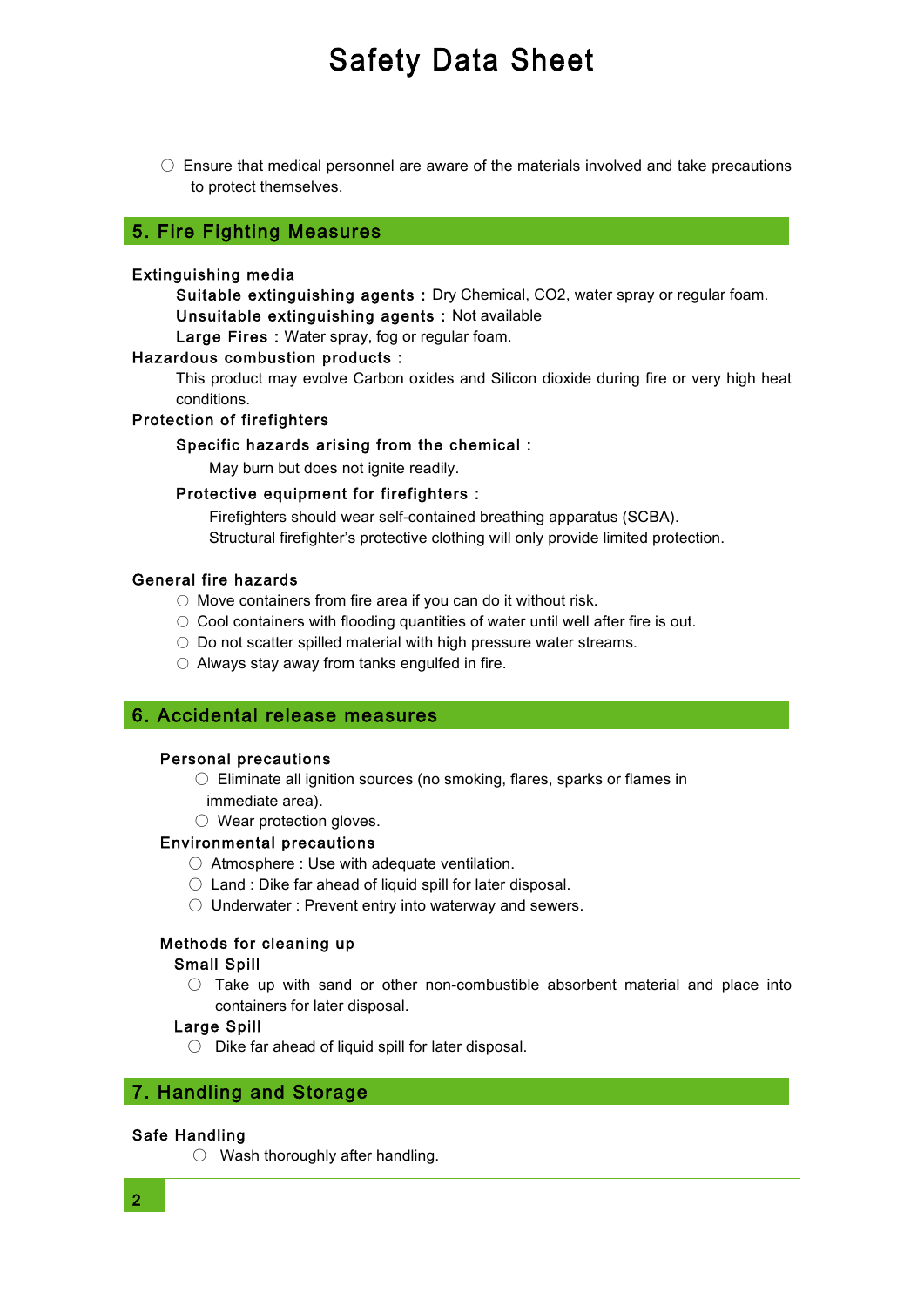- Ensure that medical personnel are aware of the materials involved and take precautions to protect themselves.

## 5. Fire Fighting Measures

**Extinguishing media**

**Suitable extinguishing agents :** Dry Chemical, $CO_2$, water spray or regular foam.

**Unsuitable extinguishing agents :** Not available

**Large Fires :** Water spray, fog or regular foam.

**Hazardous combustion products :**

This product may evolve Carbon oxides and Silicon dioxide during fire or very high heat conditions.

**Protection of firefighters**

**Specific hazards arising from the chemical :**

May burn but does not ignite readily.

**Protective equipment for firefighters :**

Firefighters should wear self-contained breathing apparatus (SCBA).
Structural firefighter's protective clothing will only provide limited protection.

**General fire hazards**

- Move containers from fire area if you can do it without risk.
- Cool containers with flooding quantities of water until well after fire is out.
- Do not scatter spilled material with high pressure water streams.
- Always stay away from tanks engulfed in fire.

## 6. Accidental release measures

**Personal precautions**

- Eliminate all ignition sources (no smoking, flares, sparks or flames in immediate area).
- Wear protection gloves.

**Environmental precautions**

- Atmosphere : Use with adequate ventilation.
- Land : Dike far ahead of liquid spill for later disposal.
- Underwater : Prevent entry into waterway and sewers.

**Methods for cleaning up**

**Small Spill**

- Take up with sand or other non-combustible absorbent material and place into containers for later disposal.

**Large Spill**

- Dike far ahead of liquid spill for later disposal.

## 7. Handling and Storage

**Safe Handling**

- Wash thoroughly after handling.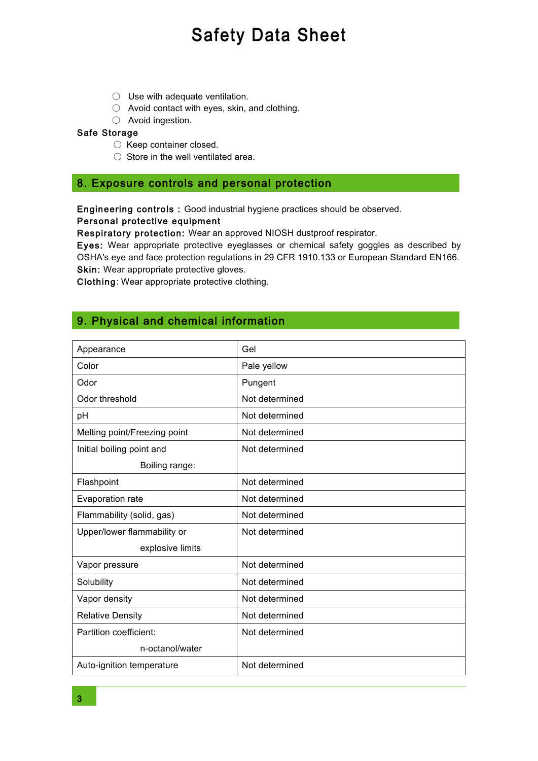- Use with adequate ventilation.
- Avoid contact with eyes, skin, and clothing.
- Avoid ingestion.

**Safe Storage**

- Keep container closed.
- Store in the well ventilated area.

## 8. Exposure controls and personal protection

**Engineering controls :** Good industrial hygiene practices should be observed.

**Personal protective equipment**

**Respiratory protection:** Wear an approved NIOSH dustproof respirator.

**Eyes:** Wear appropriate protective eyeglasses or chemical safety goggles as described by OSHA's eye and face protection regulations in 29 CFR 1910.133 or European Standard EN166.

**Skin:** Wear appropriate protective gloves.

**Clothing**: Wear appropriate protective clothing.

## 9. Physical and chemical information

| Property | Value |
|---|---|
| Appearance | Gel |
| Color | Pale yellow |
| Odor | Pungent |
| Odor threshold | Not determined |
| pH | Not determined |
| Melting point/Freezing point | Not determined |
| Initial boiling point and Boiling range: | Not determined |
| Flashpoint | Not determined |
| Evaporation rate | Not determined |
| Flammability (solid, gas) | Not determined |
| Upper/lower flammability or explosive limits | Not determined |
| Vapor pressure | Not determined |
| Solubility | Not determined |
| Vapor density | Not determined |
| Relative Density | Not determined |
| Partition coefficient: n-octanol/water | Not determined |
| Auto-ignition temperature | Not determined |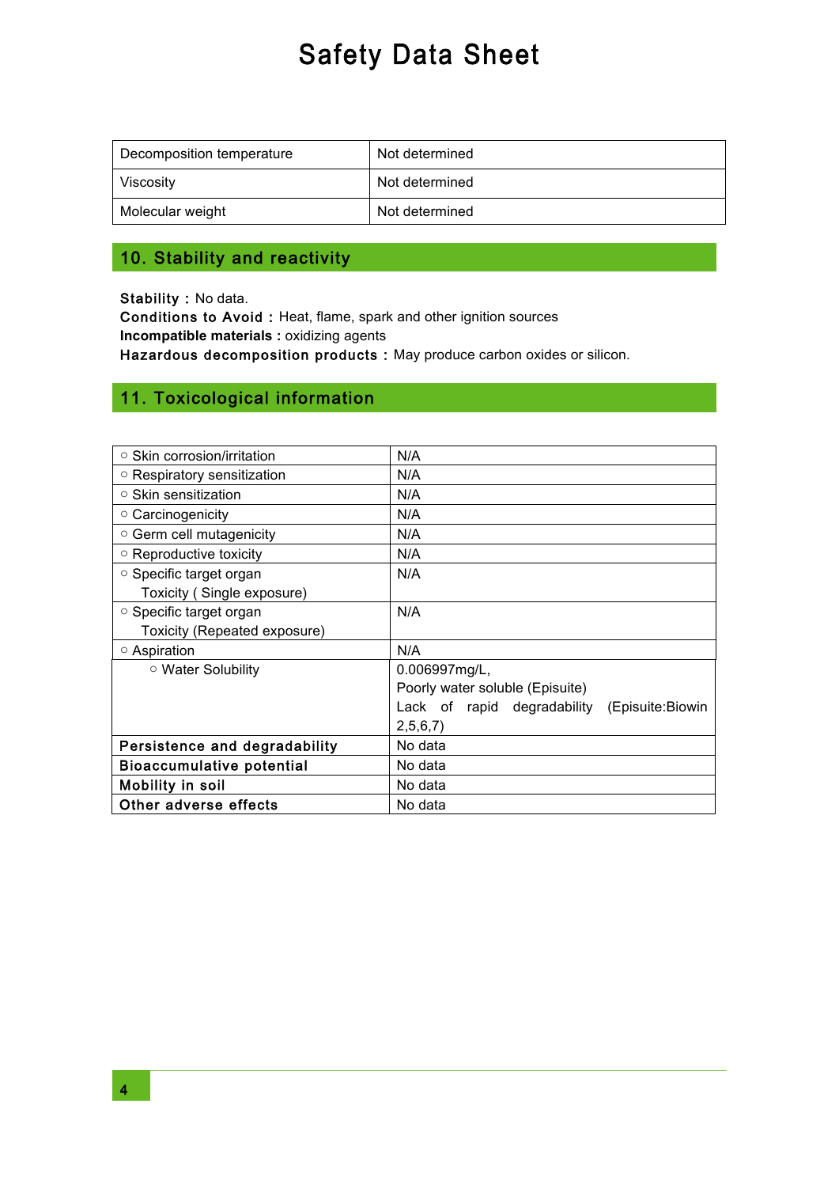| Decomposition temperature | Not determined |
|---|---|
| Viscosity | Not determined |
| Molecular weight | Not determined |

## 10. Stability and reactivity

**Stability :** No data.
**Conditions to Avoid :** Heat, flame, spark and other ignition sources
**Incompatible materials :** oxidizing agents
**Hazardous decomposition products :** May produce carbon oxides or silicon.

## 11. Toxicological information

| ○ Skin corrosion/irritation | N/A |
|---|---|
| ○ Respiratory sensitization | N/A |
| ○ Skin sensitization | N/A |
| ○ Carcinogenicity | N/A |
| ○ Germ cell mutagenicity | N/A |
| ○ Reproductive toxicity | N/A |
| ○ Specific target organ Toxicity ( Single exposure) | N/A |
| ○ Specific target organ Toxicity (Repeated exposure) | N/A |
| ○ Aspiration | N/A |
| ○ Water Solubility | 0.006997mg/L, Poorly water soluble (Episuite) Lack of rapid degradability (Episuite:Biowin 2,5,6,7) |
| **Persistence and degradability** | No data |
| **Bioaccumulative potential** | No data |
| **Mobility in soil** | No data |
| **Other adverse effects** | No data |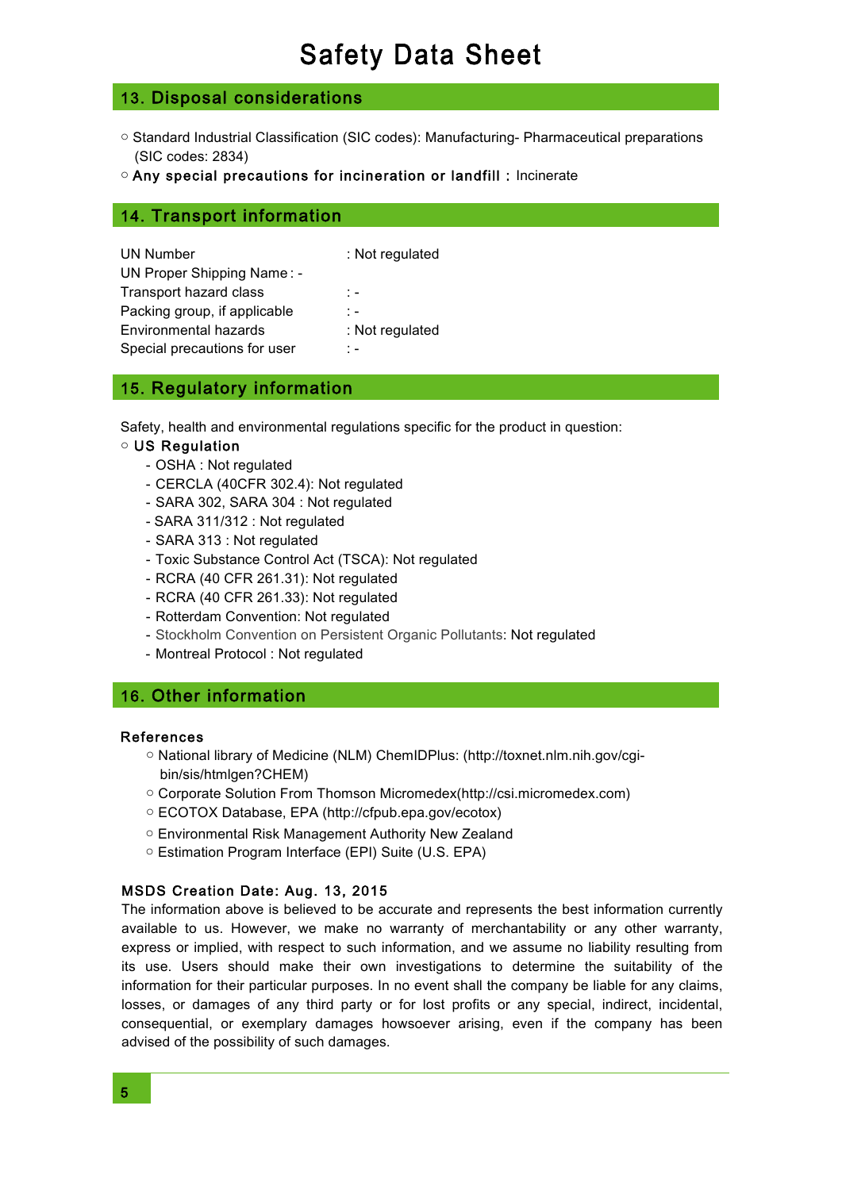# Safety Data Sheet

## 13. Disposal considerations

- Standard Industrial Classification (SIC codes): Manufacturing- Pharmaceutical preparations (SIC codes: 2834)
- **Any special precautions for incineration or landfill :** Incinerate

## 14. Transport information

| | |
|---|---|
| UN Number | : Not regulated |
| UN Proper Shipping Name : - | |
| Transport hazard class | : - |
| Packing group, if applicable | : - |
| Environmental hazards | : Not regulated |
| Special precautions for user | : - |

## 15. Regulatory information

Safety, health and environmental regulations specific for the product in question:

- **US Regulation**
  - OSHA : Not regulated
  - CERCLA (40CFR 302.4): Not regulated
  - SARA 302, SARA 304 : Not regulated
  - SARA 311/312 : Not regulated
  - SARA 313 : Not regulated
  - Toxic Substance Control Act (TSCA): Not regulated
  - RCRA (40 CFR 261.31): Not regulated
  - RCRA (40 CFR 261.33): Not regulated
  - Rotterdam Convention: Not regulated
  - Stockholm Convention on Persistent Organic Pollutants: Not regulated
  - Montreal Protocol : Not regulated

## 16. Other information

### References

- National library of Medicine (NLM) ChemIDPlus: (http://toxnet.nlm.nih.gov/cgi-bin/sis/htmlgen?CHEM)
- Corporate Solution From Thomson Micromedex(http://csi.micromedex.com)
- ECOTOX Database, EPA (http://cfpub.epa.gov/ecotox)
- Environmental Risk Management Authority New Zealand
- Estimation Program Interface (EPI) Suite (U.S. EPA)

**MSDS Creation Date: Aug. 13, 2015**

The information above is believed to be accurate and represents the best information currently available to us. However, we make no warranty of merchantability or any other warranty, express or implied, with respect to such information, and we assume no liability resulting from its use. Users should make their own investigations to determine the suitability of the information for their particular purposes. In no event shall the company be liable for any claims, losses, or damages of any third party or for lost profits or any special, indirect, incidental, consequential, or exemplary damages howsoever arising, even if the company has been advised of the possibility of such damages.